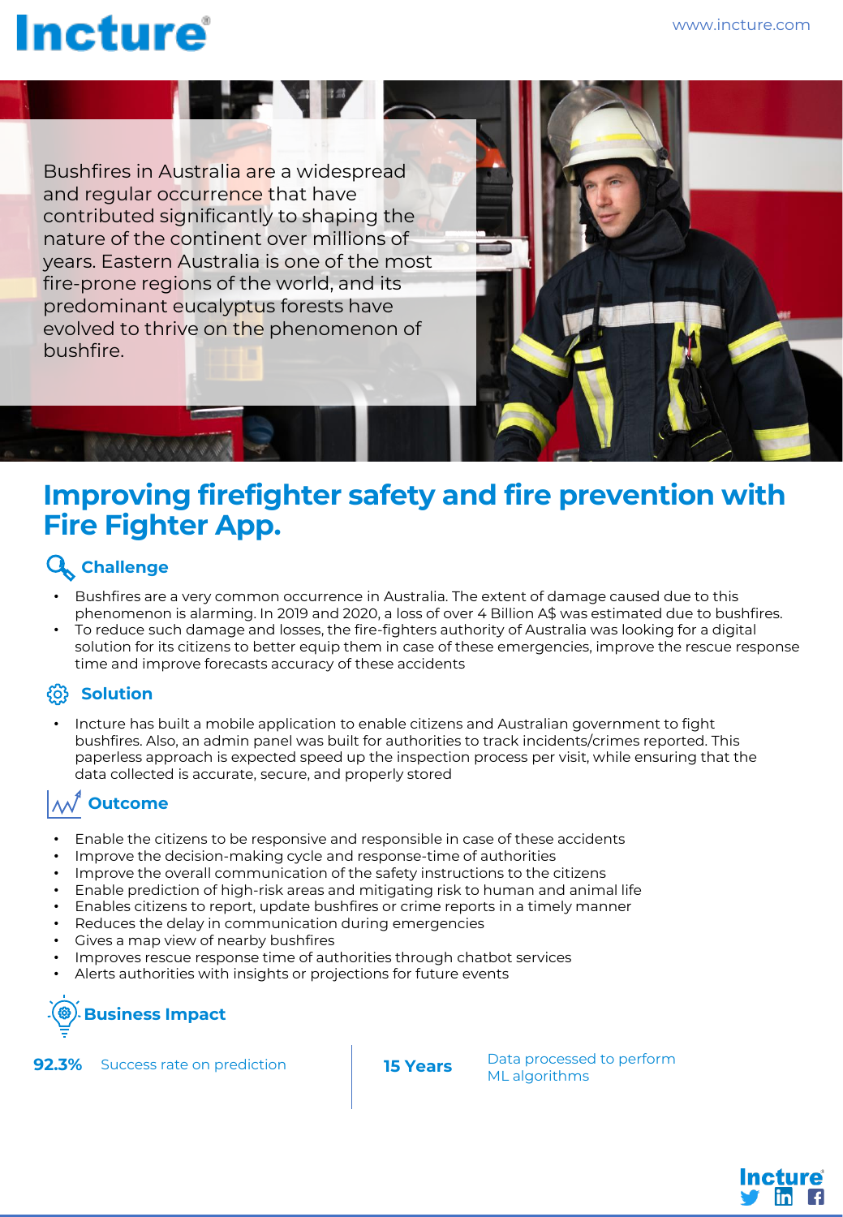Incture

www.incture.com

Bushfires in Australia are a widespread and regular occurrence that have contributed significantly to shaping the nature of the continent over millions of years. Eastern Australia is one of the most fire-prone regions of the world, and its predominant eucalyptus forests have evolved to thrive on the phenomenon of bushfire.

# Improving firefighter safety and fire prevention with Fire Fighter App.

## Challenge

- Bushfires are a very common occurrence in Australia. The extent of damage caused due to this phenomenon is alarming. In 2019 and 2020, a loss of over 4 Billion A$ was estimated due to bushfires.
- To reduce such damage and losses, the fire-fighters authority of Australia was looking for a digital solution for its citizens to better equip them in case of these emergencies, improve the rescue response time and improve forecasts accuracy of these accidents

## Solution

- Incture has built a mobile application to enable citizens and Australian government to fight bushfires. Also, an admin panel was built for authorities to track incidents/crimes reported. This paperless approach is expected speed up the inspection process per visit, while ensuring that the data collected is accurate, secure, and properly stored

## Outcome

- Enable the citizens to be responsive and responsible in case of these accidents
- Improve the decision-making cycle and response-time of authorities
- Improve the overall communication of the safety instructions to the citizens
- Enable prediction of high-risk areas and mitigating risk to human and animal life
- Enables citizens to report, update bushfires or crime reports in a timely manner
- Reduces the delay in communication during emergencies
- Gives a map view of nearby bushfires
- Improves rescue response time of authorities through chatbot services
- Alerts authorities with insights or projections for future events

## Business Impact

**92.3%** Success rate on prediction

**15 Years** Data processed to perform ML algorithms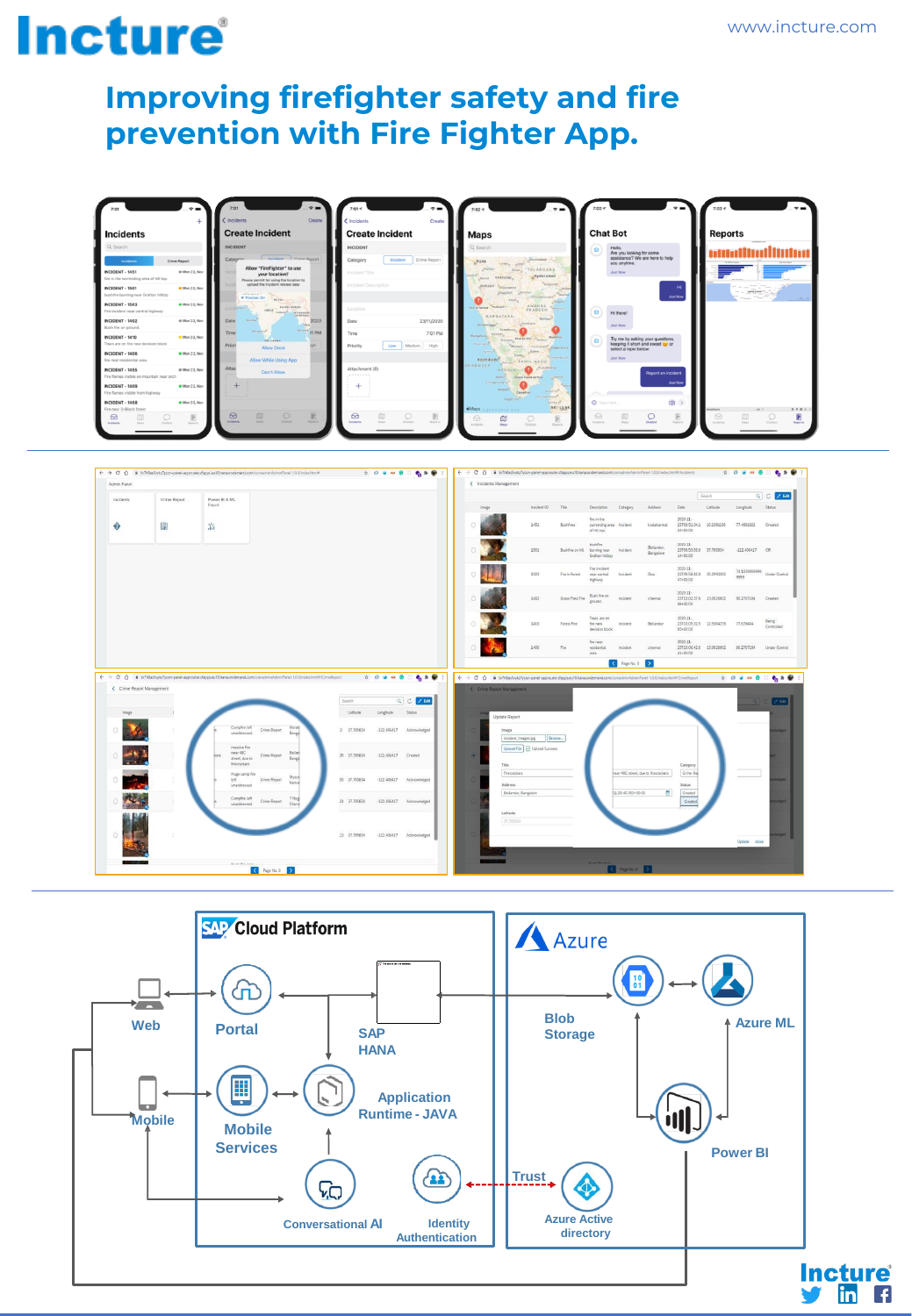# Improving firefighter safety and fire prevention with Fire Fighter App.

Cloud Platform

Web

Portal

SAP HANA

Mobile

Mobile Services

Application Runtime - JAVA

Conversational AI

Identity Authentication

Trust

Azure

Blob Storage

Azure ML

Power BI

Azure Active directory